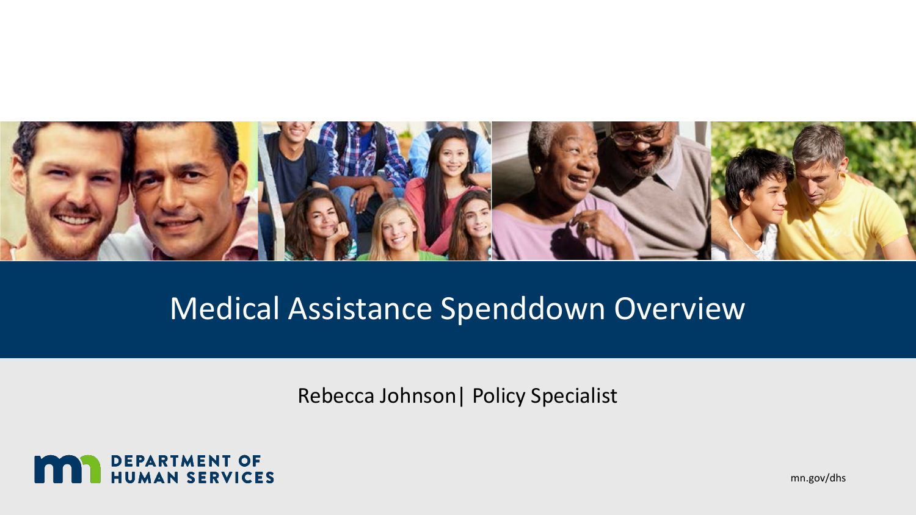# Medical Assistance Spenddown Overview

Rebecca Johnson| Policy Specialist

DEPARTMENT OF HUMAN SERVICES

mn.gov/dhs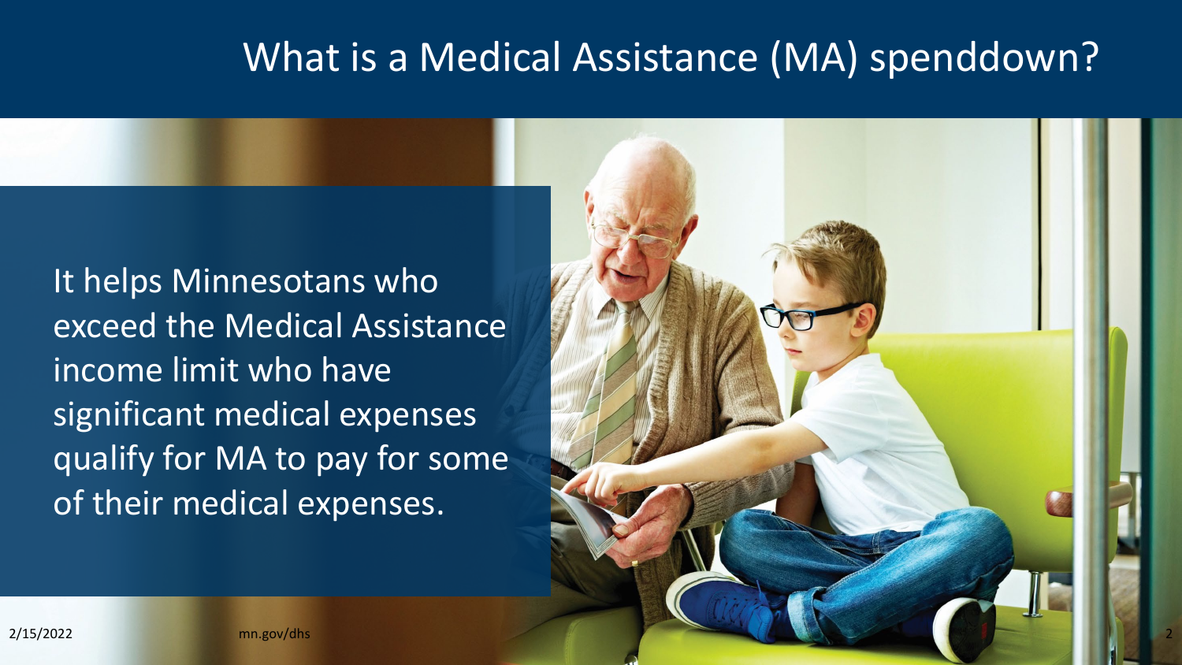# What is a Medical Assistance (MA) spenddown?

It helps Minnesotans who exceed the Medical Assistance income limit who have significant medical expenses qualify for MA to pay for some of their medical expenses.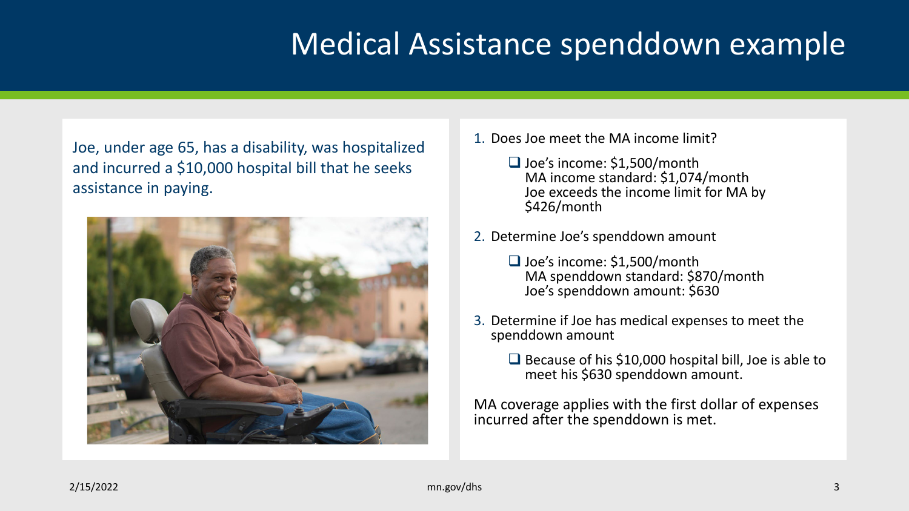# Medical Assistance spenddown example

Joe, under age 65, has a disability, was hospitalized and incurred a $10,000 hospital bill that he seeks assistance in paying.

1. Does Joe meet the MA income limit?
   - Joe's income: $1,500/month
     MA income standard: $1,074/month
     Joe exceeds the income limit for MA by $426/month
2. Determine Joe's spenddown amount
   - Joe's income: $1,500/month
     MA spenddown standard: $870/month
     Joe's spenddown amount: $630
3. Determine if Joe has medical expenses to meet the spenddown amount
   - Because of his $10,000 hospital bill, Joe is able to meet his $630 spenddown amount.

MA coverage applies with the first dollar of expenses incurred after the spenddown is met.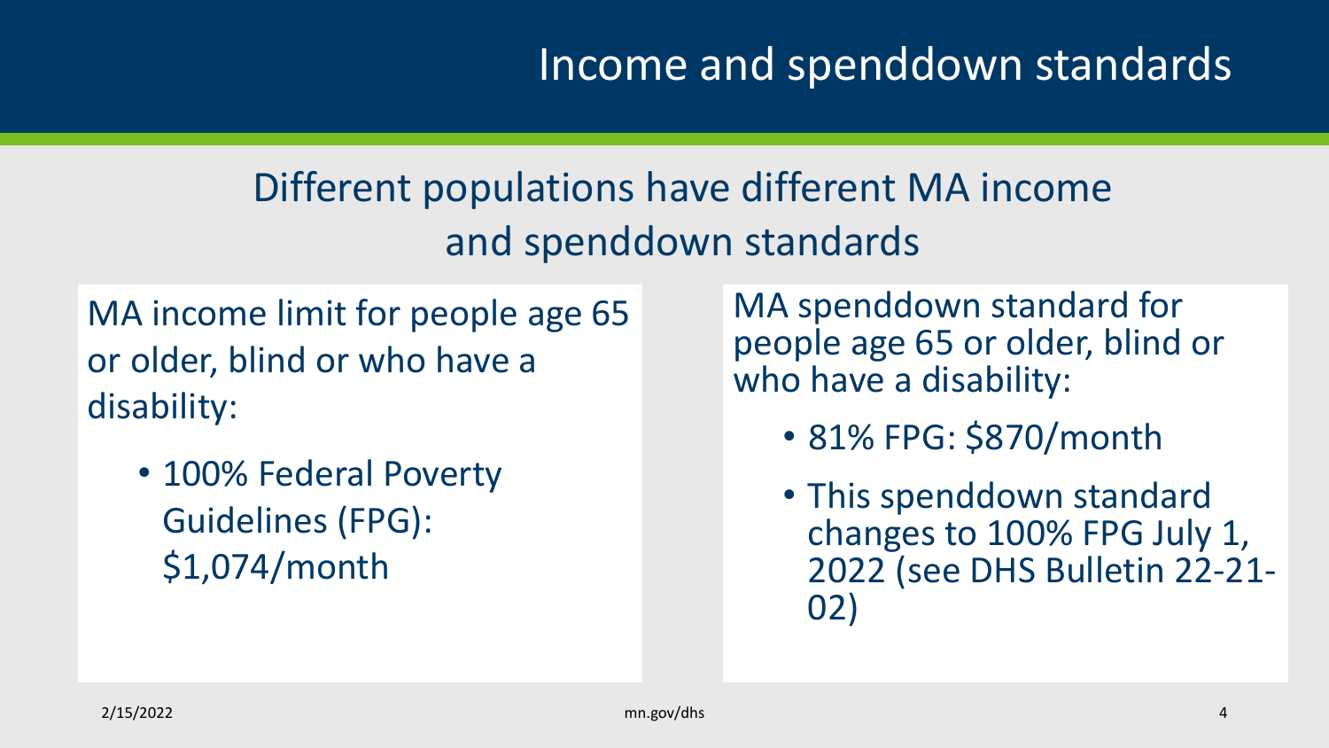# Income and spenddown standards

## Different populations have different MA income and spenddown standards

MA income limit for people age 65 or older, blind or who have a disability:

- 100% Federal Poverty Guidelines (FPG): $1,074/month

MA spenddown standard for people age 65 or older, blind or who have a disability:

- 81% FPG: $870/month
- This spenddown standard changes to 100% FPG July 1, 2022 (see DHS Bulletin 22-21-02)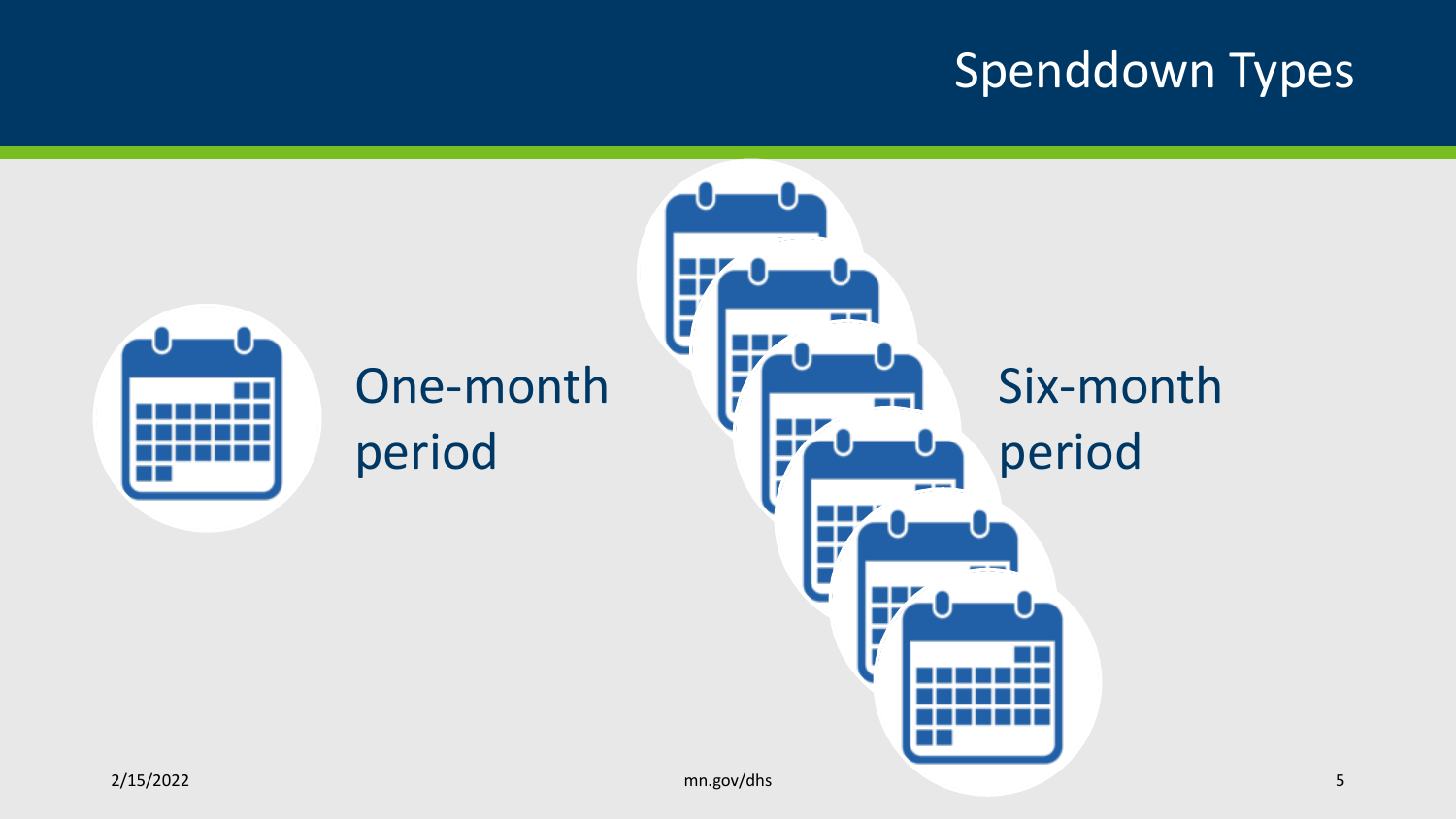# Spenddown Types

One-month period

Six-month period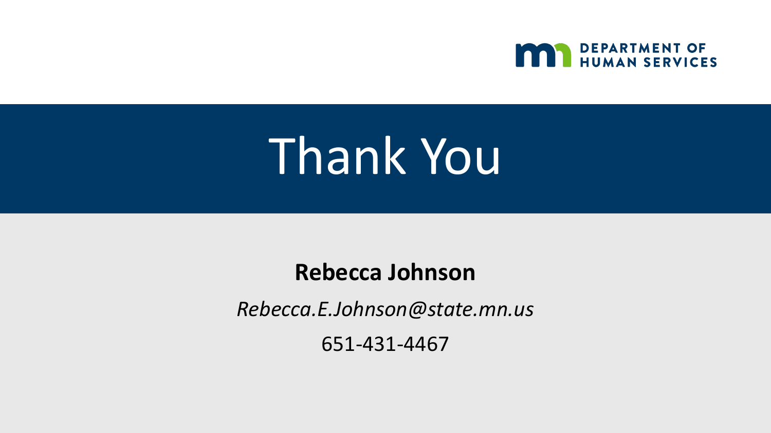DEPARTMENT OF HUMAN SERVICES

# Thank You

**Rebecca Johnson**

*Rebecca.E.Johnson@state.mn.us*

651-431-4467